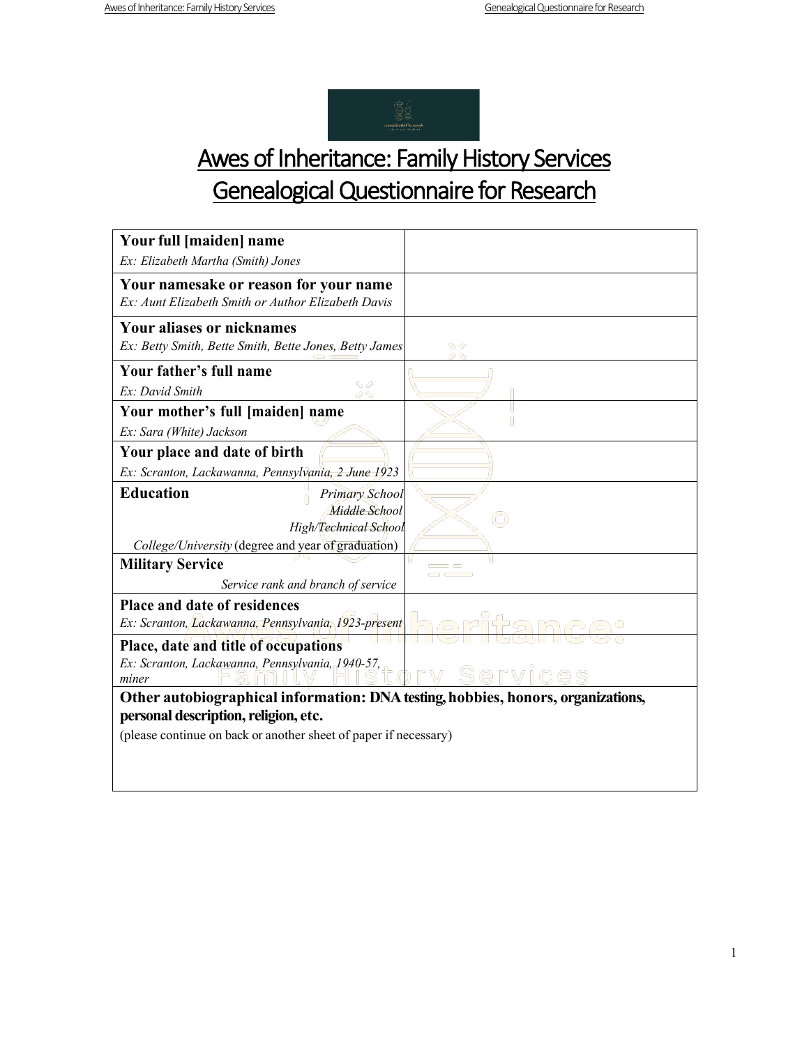# Awes of Inheritance: Family History Services
# Genealogical Questionnaire for Research

| **Your full [maiden] name**<br>*Ex: Elizabeth Martha (Smith) Jones* | |
|---|---|
| **Your namesake or reason for your name**<br>*Ex: Aunt Elizabeth Smith or Author Elizabeth Davis* | |
| **Your aliases or nicknames**<br>*Ex: Betty Smith, Bette Smith, Bette Jones, Betty James* | |
| **Your father's full name**<br>*Ex: David Smith* | |
| **Your mother's full [maiden] name**<br>*Ex: Sara (White) Jackson* | |
| **Your place and date of birth**<br>*Ex: Scranton, Lackawanna, Pennsylvania, 2 June 1923* | |
| **Education**<br>*Primary School*<br>*Middle School*<br>*High/Technical School*<br>*College/University* (degree and year of graduation) | |
| **Military Service**<br>*Service rank and branch of service* | |
| **Place and date of residences**<br>*Ex: Scranton, Lackawanna, Pennsylvania, 1923-present* | |
| **Place, date and title of occupations**<br>*Ex: Scranton, Lackawanna, Pennsylvania, 1940-57, miner* | |

**Other autobiographical information: DNA testing, hobbies, honors, organizations, personal description, religion, etc.**

(please continue on back or another sheet of paper if necessary)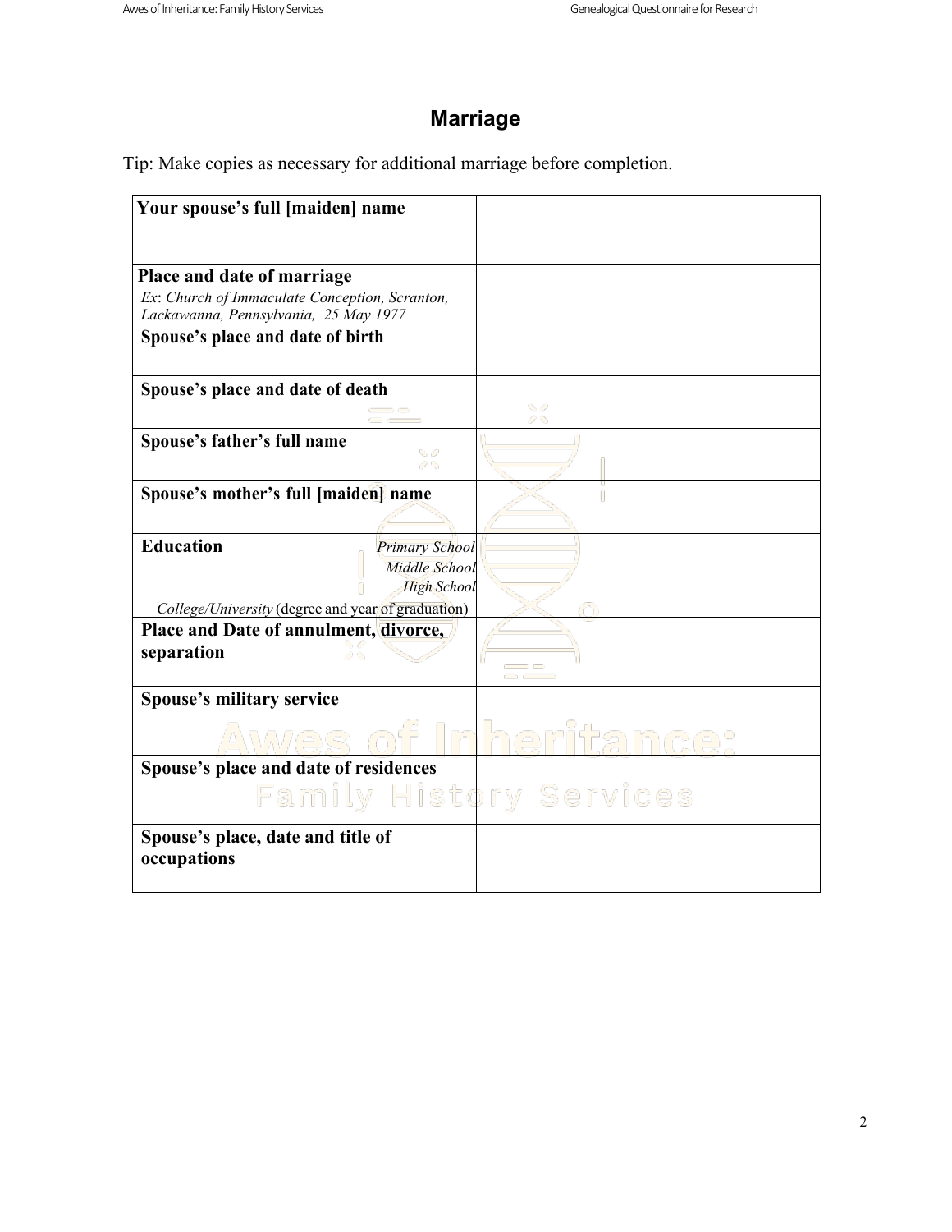## Marriage

Tip: Make copies as necessary for additional marriage before completion.

| | |
|---|---|
| **Your spouse's full [maiden] name** | |
| **Place and date of marriage**<br>*Ex: Church of Immaculate Conception, Scranton, Lackawanna, Pennsylvania, 25 May 1977* | |
| **Spouse's place and date of birth** | |
| **Spouse's place and date of death** | |
| **Spouse's father's full name** | |
| **Spouse's mother's full [maiden] name** | |
| **Education** *Primary School*<br>*Middle School*<br>*High School*<br>*College/University* (degree and year of graduation) | |
| **Place and Date of annulment, divorce, separation** | |
| **Spouse's military service** | |
| **Spouse's place and date of residences** | |
| **Spouse's place, date and title of occupations** | |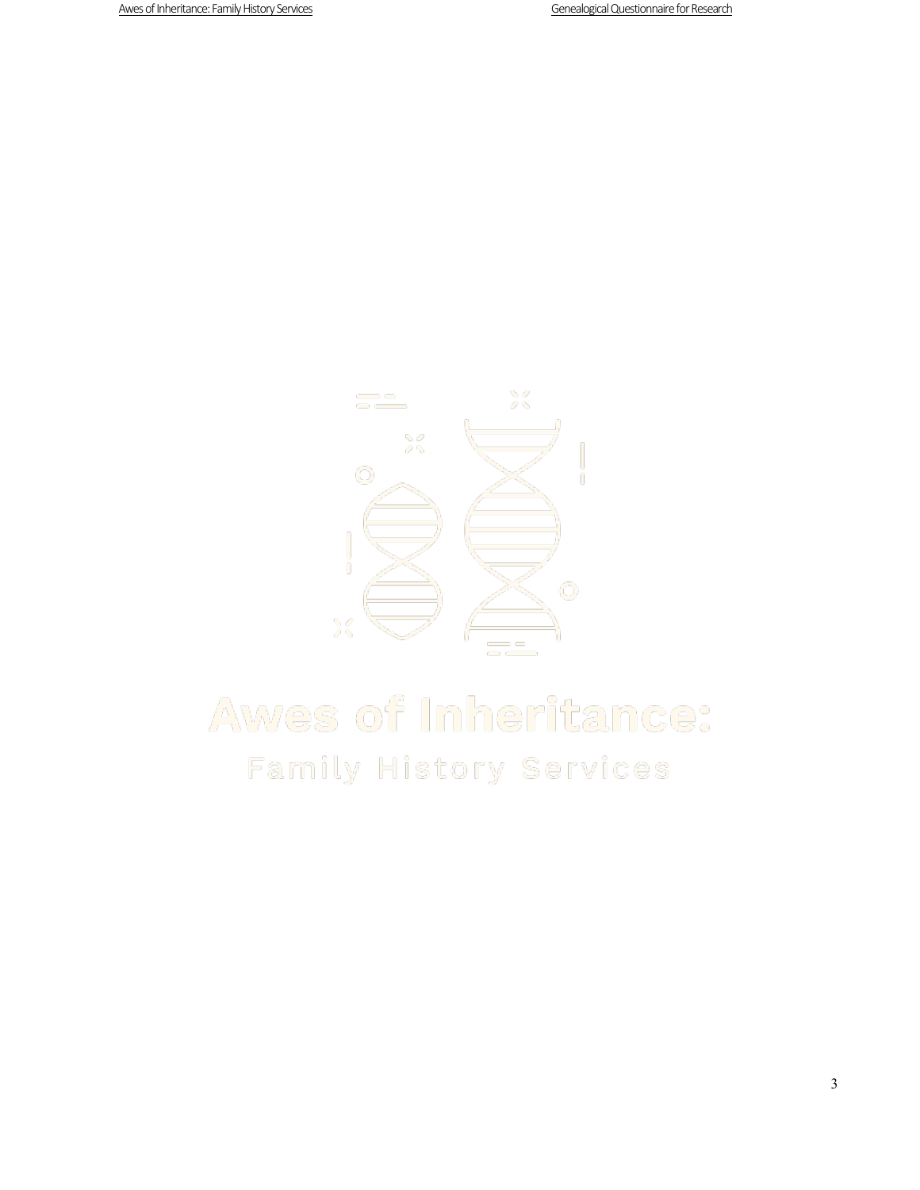# Awes of Inheritance:

## Family History Services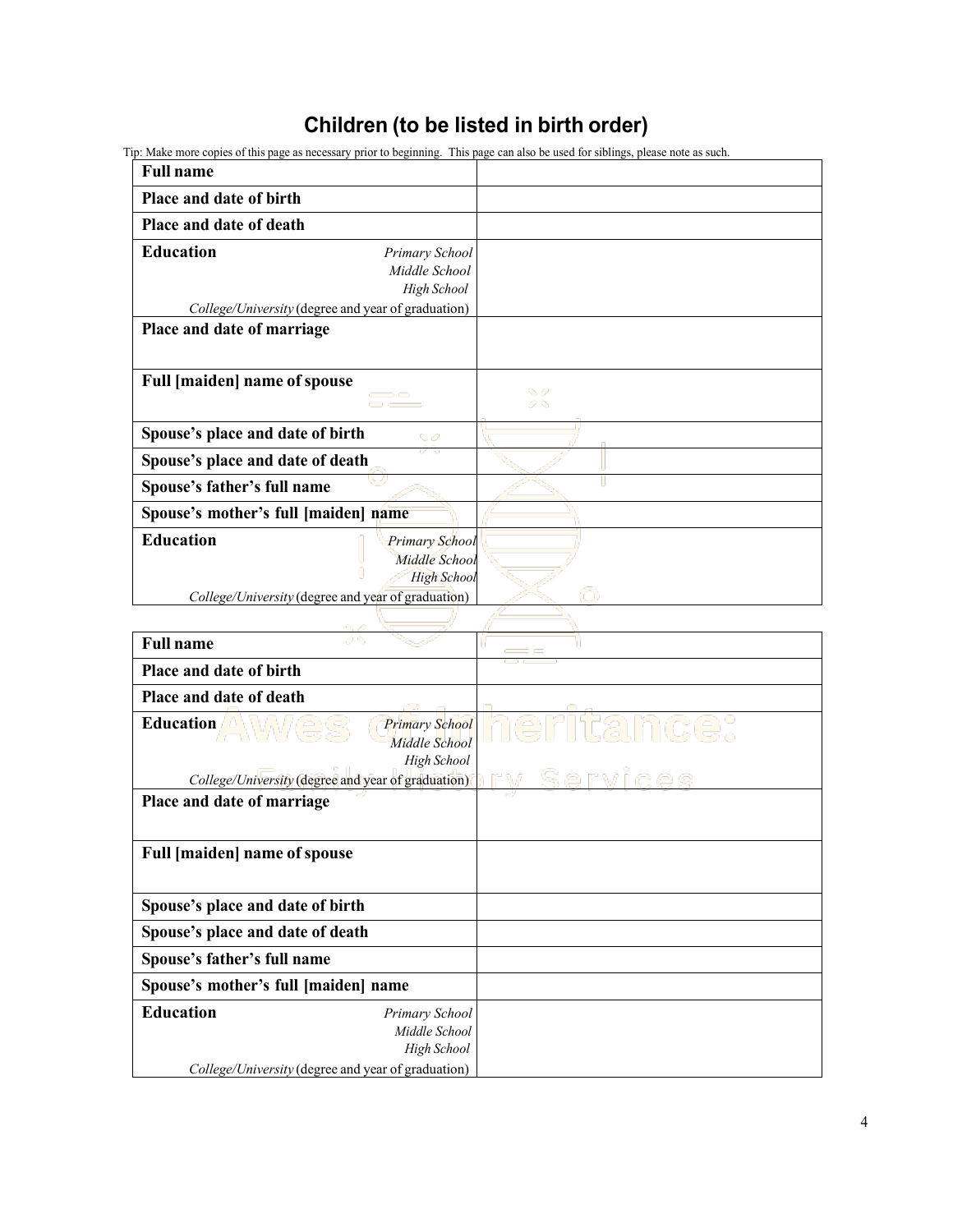## Children (to be listed in birth order)

Tip: Make more copies of this page as necessary prior to beginning. This page can also be used for siblings, please note as such.

| **Full name** | |
|---|---|
| **Place and date of birth** | |
| **Place and date of death** | |
| **Education** *Primary School*<br>*Middle School*<br>*High School*<br>*College/University* (degree and year of graduation) | |
| **Place and date of marriage** | |
| **Full [maiden] name of spouse** | |
| **Spouse's place and date of birth** | |
| **Spouse's place and date of death** | |
| **Spouse's father's full name** | |
| **Spouse's mother's full [maiden] name** | |
| **Education** *Primary School*<br>*Middle School*<br>*High School*<br>*College/University* (degree and year of graduation) | |

| **Full name** | |
|---|---|
| **Place and date of birth** | |
| **Place and date of death** | |
| **Education** *Primary School*<br>*Middle School*<br>*High School*<br>*College/University* (degree and year of graduation) | |
| **Place and date of marriage** | |
| **Full [maiden] name of spouse** | |
| **Spouse's place and date of birth** | |
| **Spouse's place and date of death** | |
| **Spouse's father's full name** | |
| **Spouse's mother's full [maiden] name** | |
| **Education** *Primary School*<br>*Middle School*<br>*High School*<br>*College/University* (degree and year of graduation) | |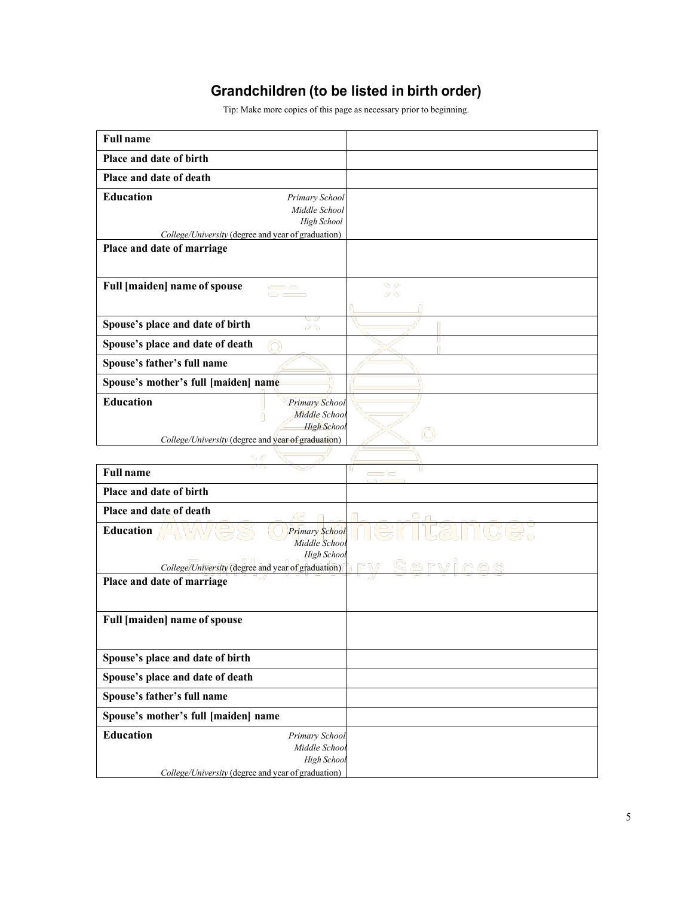## Grandchildren (to be listed in birth order)

Tip: Make more copies of this page as necessary prior to beginning.

| **Full name** | |
|---|---|
| **Place and date of birth** | |
| **Place and date of death** | |
| **Education** *Primary School* *Middle School* *High School* *College/University* (degree and year of graduation) | |
| **Place and date of marriage** | |
| **Full [maiden] name of spouse** | |
| **Spouse's place and date of birth** | |
| **Spouse's place and date of death** | |
| **Spouse's father's full name** | |
| **Spouse's mother's full [maiden] name** | |
| **Education** *Primary School* *Middle School* *High School* *College/University* (degree and year of graduation) | |

| **Full name** | |
|---|---|
| **Place and date of birth** | |
| **Place and date of death** | |
| **Education** *Primary School* *Middle School* *High School* *College/University* (degree and year of graduation) | |
| **Place and date of marriage** | |
| **Full [maiden] name of spouse** | |
| **Spouse's place and date of birth** | |
| **Spouse's place and date of death** | |
| **Spouse's father's full name** | |
| **Spouse's mother's full [maiden] name** | |
| **Education** *Primary School* *Middle School* *High School* *College/University* (degree and year of graduation) | |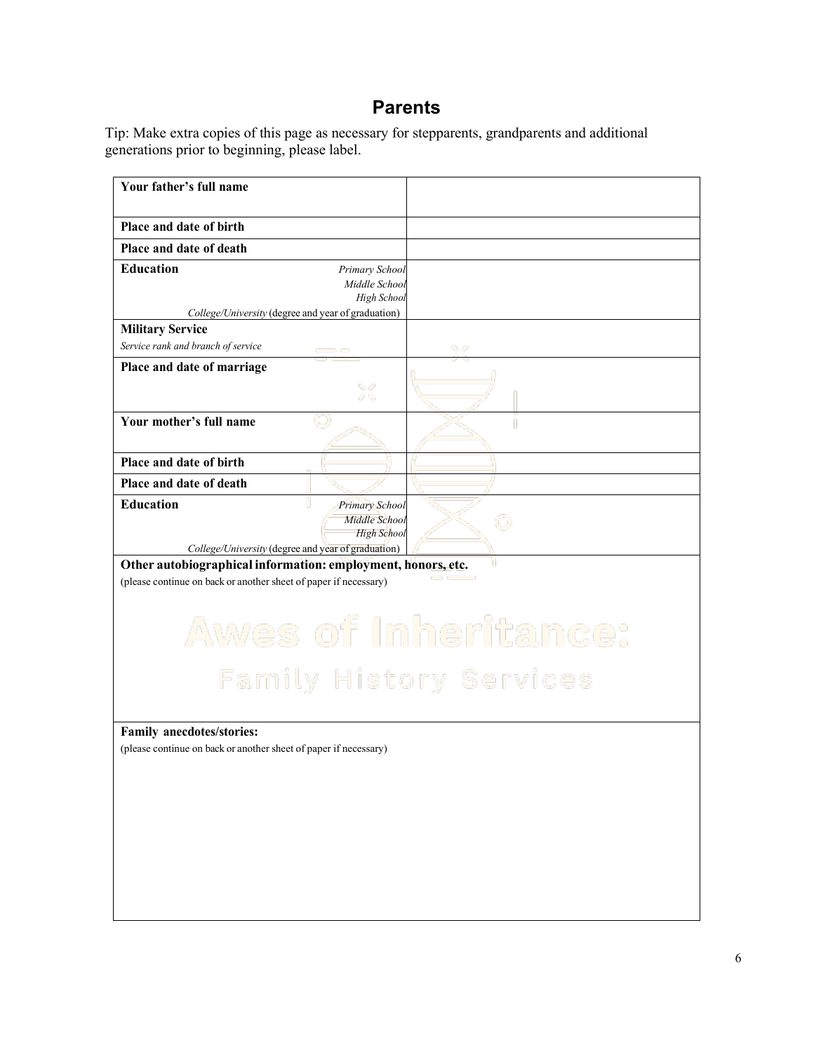## Parents

Tip: Make extra copies of this page as necessary for stepparents, grandparents and additional generations prior to beginning, please label.

| | |
|---|---|
| **Your father's full name** | |
| **Place and date of birth** | |
| **Place and date of death** | |
| **Education** *Primary School* *Middle School* *High School* *College/University* (degree and year of graduation) | |
| **Military Service** *Service rank and branch of service* | |
| **Place and date of marriage** | |
| **Your mother's full name** | |
| **Place and date of birth** | |
| **Place and date of death** | |
| **Education** *Primary School* *Middle School* *High School* *College/University* (degree and year of graduation) | |

**Other autobiographical information: employment, honors, etc.**
(please continue on back or another sheet of paper if necessary)

Awes of Inheritance: Family History Services

**Family anecdotes/stories:**
(please continue on back or another sheet of paper if necessary)